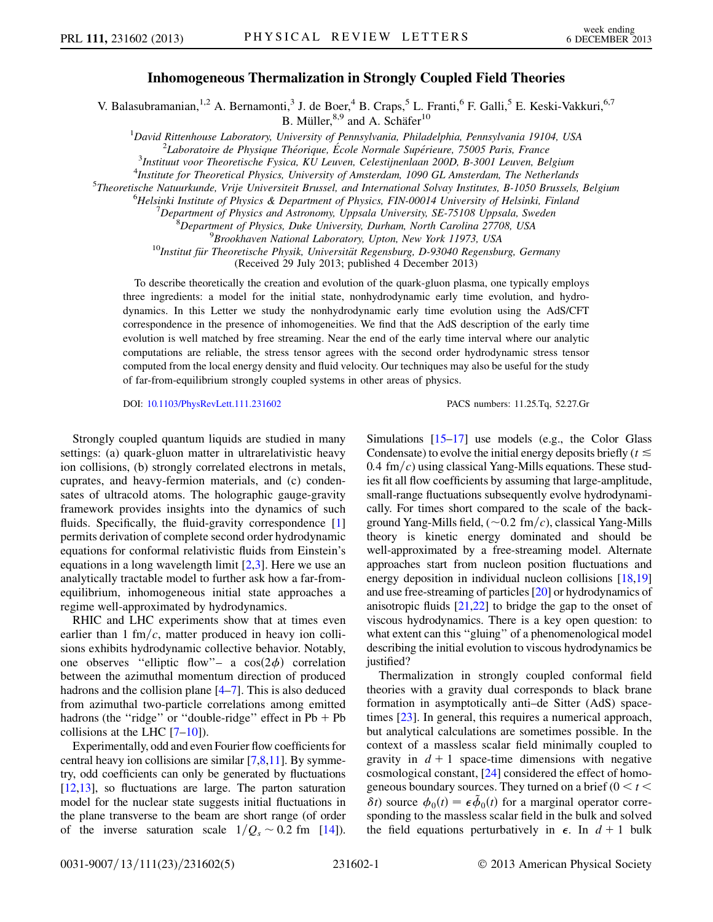# Inhomogeneous Thermalization in Strongly Coupled Field Theories

V. Balasubramanian,[1,2] A. Bernamonti,[3] J. de Boer,[4] B. Craps,[5] L. Franti,[6] F. Galli,[5] E. Keski-Vakkuri,[6,7] B. Müller,[8,9] and A. Schäfer[10]

[1]David Rittenhouse Laboratory, University of Pennsylvania, Philadelphia, Pennsylvania 19104, USA
[2]Laboratoire de Physique Théorique, École Normale Supérieure, 75005 Paris, France
[3]Instituut voor Theoretische Fysica, KU Leuven, Celestijnenlaan 200D, B-3001 Leuven, Belgium
[4]Institute for Theoretical Physics, University of Amsterdam, 1090 GL Amsterdam, The Netherlands
[5]Theoretische Natuurkunde, Vrije Universiteit Brussel, and International Solvay Institutes, B-1050 Brussels, Belgium
[6]Helsinki Institute of Physics & Department of Physics, FIN-00014 University of Helsinki, Finland
[7]Department of Physics and Astronomy, Uppsala University, SE-75108 Uppsala, Sweden
[8]Department of Physics, Duke University, Durham, North Carolina 27708, USA
[9]Brookhaven National Laboratory, Upton, New York 11973, USA
[10]Institut für Theoretische Physik, Universität Regensburg, D-93040 Regensburg, Germany

(Received 29 July 2013; published 4 December 2013)

To describe theoretically the creation and evolution of the quark-gluon plasma, one typically employs three ingredients: a model for the initial state, nonhydrodynamic early time evolution, and hydrodynamics. In this Letter we study the nonhydrodynamic early time evolution using the AdS/CFT correspondence in the presence of inhomogeneities. We find that the AdS description of the early time evolution is well matched by free streaming. Near the end of the early time interval where our analytic computations are reliable, the stress tensor agrees with the second order hydrodynamic stress tensor computed from the local energy density and fluid velocity. Our techniques may also be useful for the study of far-from-equilibrium strongly coupled systems in other areas of physics.

DOI: 10.1103/PhysRevLett.111.231602 PACS numbers: 11.25.Tq, 52.27.Gr

Strongly coupled quantum liquids are studied in many settings: (a) quark-gluon matter in ultrarelativistic heavy ion collisions, (b) strongly correlated electrons in metals, cuprates, and heavy-fermion materials, and (c) condensates of ultracold atoms. The holographic gauge-gravity framework provides insights into the dynamics of such fluids. Specifically, the fluid-gravity correspondence [1] permits derivation of complete second order hydrodynamic equations for conformal relativistic fluids from Einstein's equations in a long wavelength limit [2,3]. Here we use an analytically tractable model to further ask how a far-from-equilibrium, inhomogeneous initial state approaches a regime well-approximated by hydrodynamics.

RHIC and LHC experiments show that at times even earlier than 1 fm$/c$, matter produced in heavy ion collisions exhibits hydrodynamic collective behavior. Notably, one observes "elliptic flow"– a $\cos(2\phi)$ correlation between the azimuthal momentum direction of produced hadrons and the collision plane [4–7]. This is also deduced from azimuthal two-particle correlations among emitted hadrons (the "ridge" or "double-ridge" effect in Pb + Pb collisions at the LHC [7–10]).

Experimentally, odd and even Fourier flow coefficients for central heavy ion collisions are similar [7,8,11]. By symmetry, odd coefficients can only be generated by fluctuations [12,13], so fluctuations are large. The parton saturation model for the nuclear state suggests initial fluctuations in the plane transverse to the beam are short range (of order of the inverse saturation scale $1/Q_s \sim 0.2$ fm [14]). Simulations [15–17] use models (e.g., the Color Glass Condensate) to evolve the initial energy deposits briefly ($t \lesssim 0.4$ fm$/c$) using classical Yang-Mills equations. These studies fit all flow coefficients by assuming that large-amplitude, small-range fluctuations subsequently evolve hydrodynamically. For times short compared to the scale of the background Yang-Mills field, ($\sim$0.2 fm$/c$), classical Yang-Mills theory is kinetic energy dominated and should be well-approximated by a free-streaming model. Alternate approaches start from nucleon position fluctuations and energy deposition in individual nucleon collisions [18,19] and use free-streaming of particles [20] or hydrodynamics of anisotropic fluids [21,22] to bridge the gap to the onset of viscous hydrodynamics. There is a key open question: to what extent can this "gluing" of a phenomenological model describing the initial evolution to viscous hydrodynamics be justified?

Thermalization in strongly coupled conformal field theories with a gravity dual corresponds to black brane formation in asymptotically anti–de Sitter (AdS) spacetimes [23]. In general, this requires a numerical approach, but analytical calculations are sometimes possible. In the context of a massless scalar field minimally coupled to gravity in $d+1$ space-time dimensions with negative cosmological constant, [24] considered the effect of homogeneous boundary sources. They turned on a brief ($0 < t < \delta t$) source $\phi_0(t) = \epsilon\tilde{\phi}_0(t)$ for a marginal operator corresponding to the massless scalar field in the bulk and solved the field equations perturbatively in $\epsilon$. In $d+1$ bulk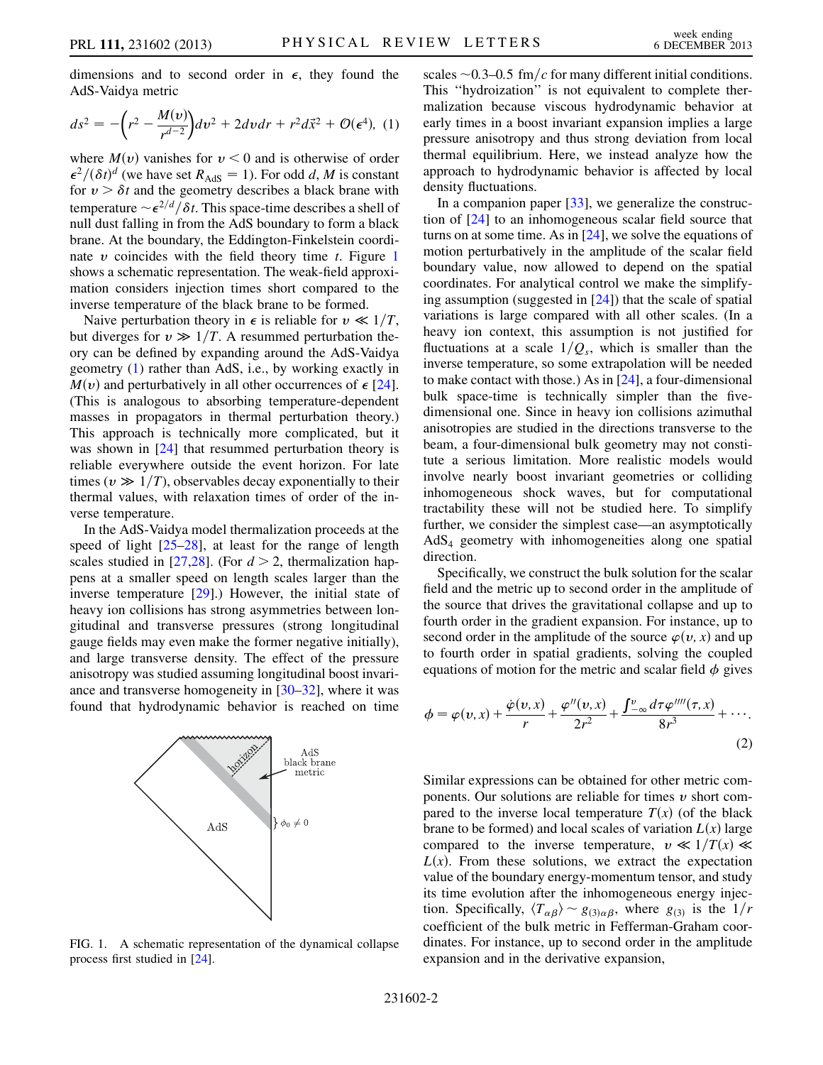dimensions and to second order in $\epsilon$, they found the AdS-Vaidya metric

$$ds^2 = -\left(r^2 - \frac{M(v)}{r^{d-2}}\right)dv^2 + 2dvdr + r^2 d\vec{x}^2 + \mathcal{O}(\epsilon^4), \quad (1)$$

where $M(v)$ vanishes for $v < 0$ and is otherwise of order $\epsilon^2/(\delta t)^d$ (we have set $R_{\text{AdS}} = 1$). For odd $d$, $M$ is constant for $v > \delta t$ and the geometry describes a black brane with temperature $\sim \epsilon^{2/d}/\delta t$. This space-time describes a shell of null dust falling in from the AdS boundary to form a black brane. At the boundary, the Eddington-Finkelstein coordinate $v$ coincides with the field theory time $t$. Figure 1 shows a schematic representation. The weak-field approximation considers injection times short compared to the inverse temperature of the black brane to be formed.

Naive perturbation theory in $\epsilon$ is reliable for $v \ll 1/T$, but diverges for $v \gg 1/T$. A resummed perturbation theory can be defined by expanding around the AdS-Vaidya geometry (1) rather than AdS, i.e., by working exactly in $M(v)$ and perturbatively in all other occurrences of $\epsilon$ [24]. (This is analogous to absorbing temperature-dependent masses in propagators in thermal perturbation theory.) This approach is technically more complicated, but it was shown in [24] that resummed perturbation theory is reliable everywhere outside the event horizon. For late times ($v \gg 1/T$), observables decay exponentially to their thermal values, with relaxation times of order of the inverse temperature.

In the AdS-Vaidya model thermalization proceeds at the speed of light [25–28], at least for the range of length scales studied in [27,28]. (For $d > 2$, thermalization happens at a smaller speed on length scales larger than the inverse temperature [29].) However, the initial state of heavy ion collisions has strong asymmetries between longitudinal and transverse pressures (strong longitudinal gauge fields may even make the former negative initially), and large transverse density. The effect of the pressure anisotropy was studied assuming longitudinal boost invariance and transverse homogeneity in [30–32], where it was found that hydrodynamic behavior is reached on time scales $\sim$0.3–0.5 fm/$c$ for many different initial conditions. This "hydroization" is not equivalent to complete thermalization because viscous hydrodynamic behavior at early times in a boost invariant expansion implies a large pressure anisotropy and thus strong deviation from local thermal equilibrium. Here, we instead analyze how the approach to hydrodynamic behavior is affected by local density fluctuations.

In a companion paper [33], we generalize the construction of [24] to an inhomogeneous scalar field source that turns on at some time. As in [24], we solve the equations of motion perturbatively in the amplitude of the scalar field boundary value, now allowed to depend on the spatial coordinates. For analytical control we make the simplifying assumption (suggested in [24]) that the scale of spatial variations is large compared with all other scales. (In a heavy ion context, this assumption is not justified for fluctuations at a scale $1/Q_s$, which is smaller than the inverse temperature, so some extrapolation will be needed to make contact with those.) As in [24], a four-dimensional bulk space-time is technically simpler than the five-dimensional one. Since in heavy ion collisions azimuthal anisotropies are studied in the directions transverse to the beam, a four-dimensional bulk geometry may not constitute a serious limitation. More realistic models would involve nearly boost invariant geometries or colliding inhomogeneous shock waves, but for computational tractability these will not be studied here. To simplify further, we consider the simplest case—an asymptotically $\text{AdS}_4$ geometry with inhomogeneities along one spatial direction.

Specifically, we construct the bulk solution for the scalar field and the metric up to second order in the amplitude of the source that drives the gravitational collapse and up to fourth order in the gradient expansion. For instance, up to second order in the amplitude of the source $\varphi(v, x)$ and up to fourth order in spatial gradients, solving the coupled equations of motion for the metric and scalar field $\phi$ gives

$$\phi = \varphi(v, x) + \frac{\dot{\varphi}(v, x)}{r} + \frac{\varphi''(v, x)}{2r^2} + \frac{\int_{-\infty}^{v} d\tau \varphi''''(\tau, x)}{8r^3} + \cdots. \quad (2)$$

Similar expressions can be obtained for other metric components. Our solutions are reliable for times $v$ short compared to the inverse local temperature $T(x)$ (of the black brane to be formed) and local scales of variation $L(x)$ large compared to the inverse temperature, $v \ll 1/T(x) \ll L(x)$. From these solutions, we extract the expectation value of the boundary energy-momentum tensor, and study its time evolution after the inhomogeneous energy injection. Specifically, $\langle T_{\alpha\beta} \rangle \sim g_{(3)\alpha\beta}$, where $g_{(3)}$ is the $1/r$ coefficient of the bulk metric in Fefferman-Graham coordinates. For instance, up to second order in the amplitude expansion and in the derivative expansion,

FIG. 1. A schematic representation of the dynamical collapse process first studied in [24].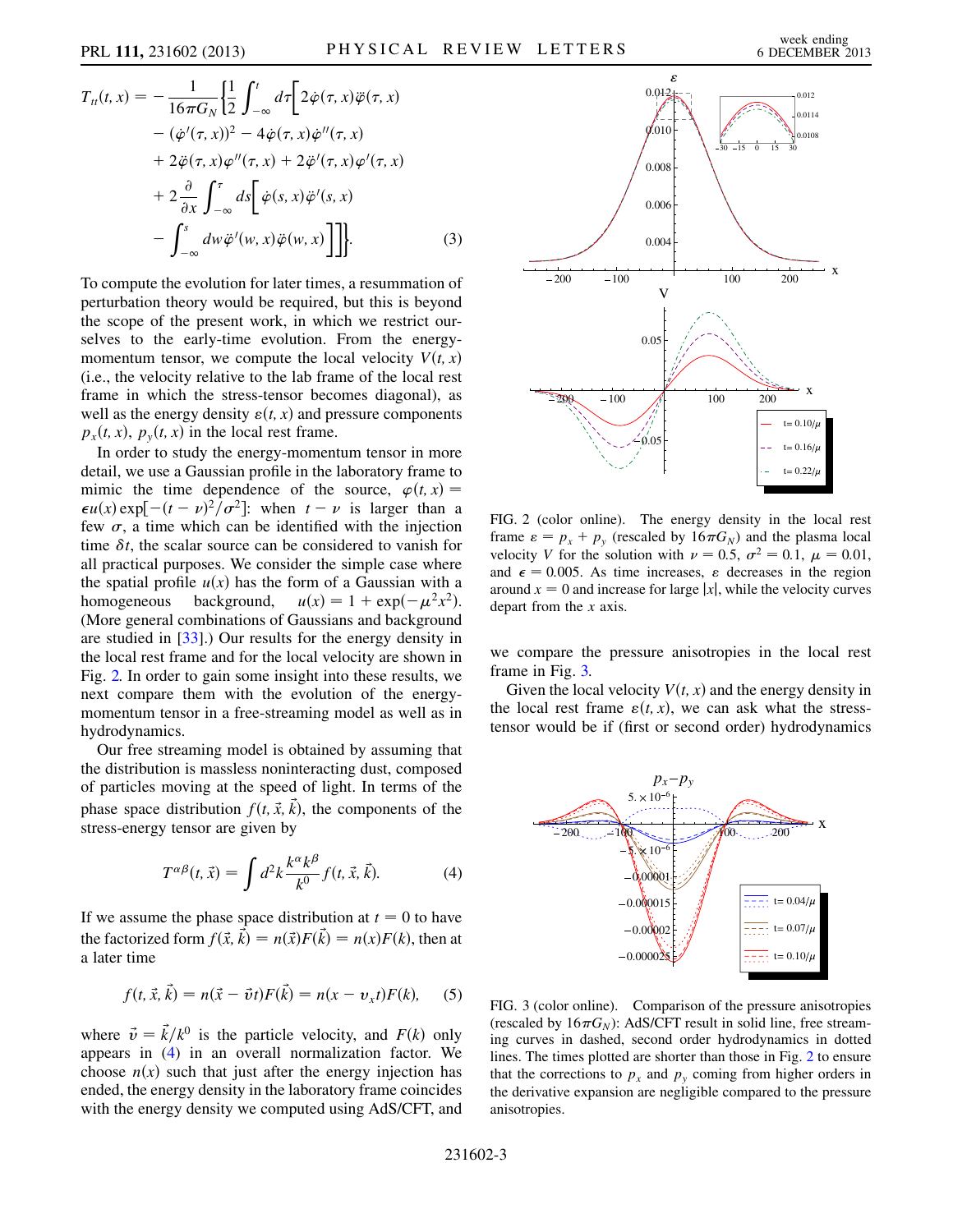$$T_{tt}(t,x) = -\frac{1}{16\pi G_N}\left\{\frac{1}{2}\int_{-\infty}^{t} d\tau\left[2\dot{\varphi}(\tau,x)\ddot{\varphi}(\tau,x) - (\dot{\varphi}'(\tau,x))^2 - 4\dot{\varphi}(\tau,x)\dot{\varphi}''(\tau,x) + 2\ddot{\varphi}(\tau,x)\varphi''(\tau,x) + 2\ddot{\varphi}'(\tau,x)\varphi'(\tau,x) + 2\frac{\partial}{\partial x}\int_{-\infty}^{\tau} ds\left[\dot{\varphi}(s,x)\ddot{\varphi}'(s,x) - \int_{-\infty}^{s} dw\,\ddot{\varphi}'(w,x)\ddot{\varphi}(w,x)\right]\right]\right\}. \quad (3)$$

To compute the evolution for later times, a resummation of perturbation theory would be required, but this is beyond the scope of the present work, in which we restrict ourselves to the early-time evolution. From the energy-momentum tensor, we compute the local velocity $V(t,x)$ (i.e., the velocity relative to the lab frame of the local rest frame in which the stress-tensor becomes diagonal), as well as the energy density $\varepsilon(t,x)$ and pressure components $p_x(t,x)$, $p_y(t,x)$ in the local rest frame.

In order to study the energy-momentum tensor in more detail, we use a Gaussian profile in the laboratory frame to mimic the time dependence of the source, $\varphi(t,x) = \epsilon u(x)\exp[-(t-\nu)^2/\sigma^2]$: when $t-\nu$ is larger than a few $\sigma$, a time which can be identified with the injection time $\delta t$, the scalar source can be considered to vanish for all practical purposes. We consider the simple case where the spatial profile $u(x)$ has the form of a Gaussian with a homogeneous background, $u(x) = 1 + \exp(-\mu^2 x^2)$. (More general combinations of Gaussians and background are studied in [33].) Our results for the energy density in the local rest frame and for the local velocity are shown in Fig. 2. In order to gain some insight into these results, we next compare them with the evolution of the energy-momentum tensor in a free-streaming model as well as in hydrodynamics.

Our free streaming model is obtained by assuming that the distribution is massless noninteracting dust, composed of particles moving at the speed of light. In terms of the phase space distribution $f(t,\vec{x},\vec{k})$, the components of the stress-energy tensor are given by

$$T^{\alpha\beta}(t,\vec{x}) = \int d^2k\frac{k^\alpha k^\beta}{k^0}f(t,\vec{x},\vec{k}). \quad (4)$$

If we assume the phase space distribution at $t=0$ to have the factorized form $f(\vec{x},\vec{k}) = n(\vec{x})F(\vec{k}) = n(x)F(k)$, then at a later time

$$f(t,\vec{x},\vec{k}) = n(\vec{x}-\vec{v}t)F(\vec{k}) = n(x-v_x t)F(k), \quad (5)$$

where $\vec{v} = \vec{k}/k^0$ is the particle velocity, and $F(k)$ only appears in (4) in an overall normalization factor. We choose $n(x)$ such that just after the energy injection has ended, the energy density in the laboratory frame coincides with the energy density we computed using AdS/CFT, and we compare the pressure anisotropies in the local rest frame in Fig. 3.

FIG. 2 (color online). The energy density in the local rest frame $\varepsilon = p_x + p_y$ (rescaled by $16\pi G_N$) and the plasma local velocity $V$ for the solution with $\nu = 0.5$, $\sigma^2 = 0.1$, $\mu = 0.01$, and $\epsilon = 0.005$. As time increases, $\varepsilon$ decreases in the region around $x=0$ and increase for large $|x|$, while the velocity curves depart from the $x$ axis.

Given the local velocity $V(t,x)$ and the energy density in the local rest frame $\varepsilon(t,x)$, we can ask what the stress-tensor would be if (first or second order) hydrodynamics

FIG. 3 (color online). Comparison of the pressure anisotropies (rescaled by $16\pi G_N$): AdS/CFT result in solid line, free streaming curves in dashed, second order hydrodynamics in dotted lines. The times plotted are shorter than those in Fig. 2 to ensure that the corrections to $p_x$ and $p_y$ coming from higher orders in the derivative expansion are negligible compared to the pressure anisotropies.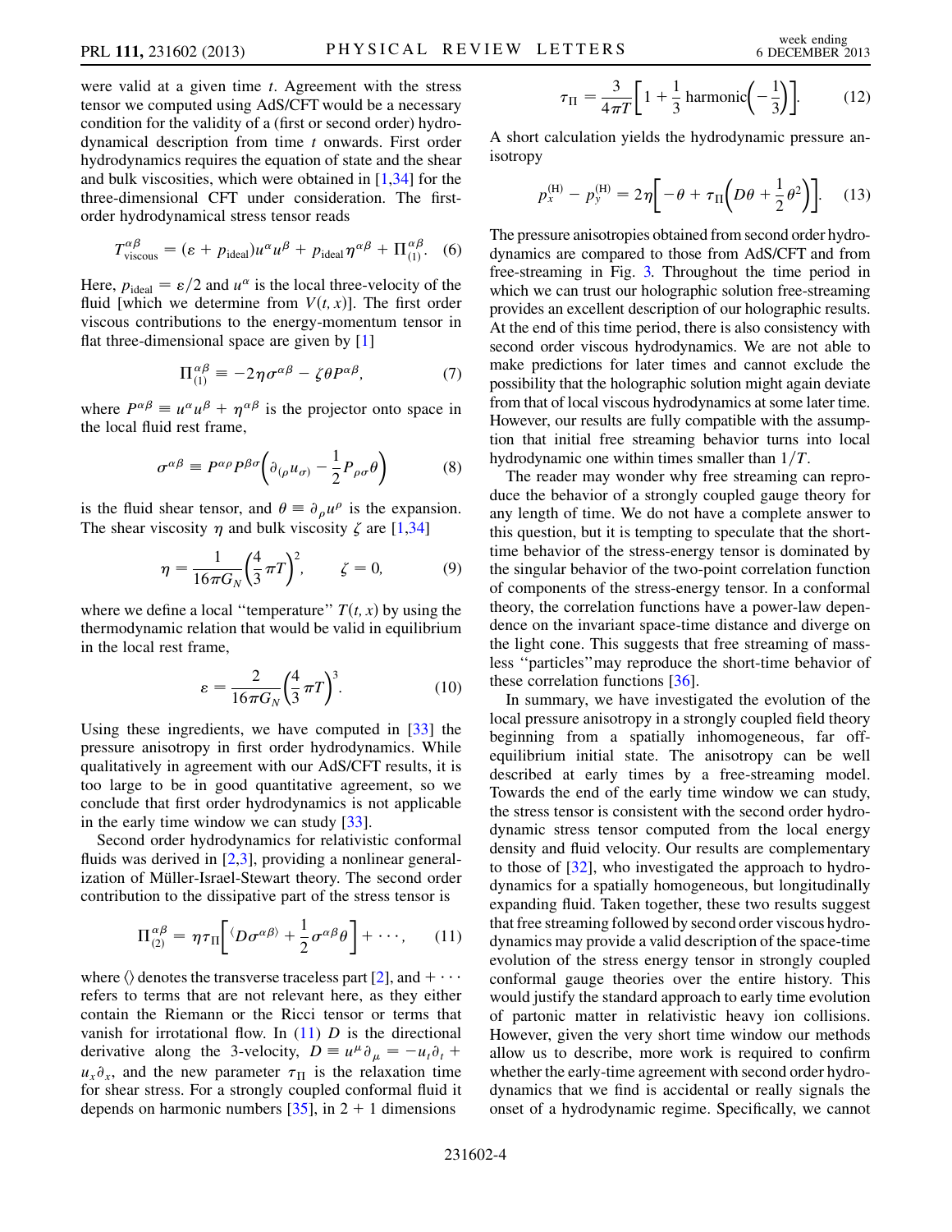were valid at a given time $t$. Agreement with the stress tensor we computed using AdS/CFT would be a necessary condition for the validity of a (first or second order) hydrodynamical description from time $t$ onwards. First order hydrodynamics requires the equation of state and the shear and bulk viscosities, which were obtained in [1,34] for the three-dimensional CFT under consideration. The first-order hydrodynamical stress tensor reads

$$T^{\alpha\beta}_{\text{viscous}} = (\varepsilon + p_{\text{ideal}})u^\alpha u^\beta + p_{\text{ideal}}\eta^{\alpha\beta} + \Pi^{\alpha\beta}_{(1)}. \quad (6)$$

Here, $p_{\text{ideal}} = \varepsilon/2$ and $u^\alpha$ is the local three-velocity of the fluid [which we determine from $V(t, x)$]. The first order viscous contributions to the energy-momentum tensor in flat three-dimensional space are given by [1]

$$\Pi^{\alpha\beta}_{(1)} \equiv -2\eta\sigma^{\alpha\beta} - \zeta\theta P^{\alpha\beta}, \quad (7)$$

where $P^{\alpha\beta} \equiv u^\alpha u^\beta + \eta^{\alpha\beta}$ is the projector onto space in the local fluid rest frame,

$$\sigma^{\alpha\beta} \equiv P^{\alpha\rho}P^{\beta\sigma}\left(\partial_{(\rho}u_{\sigma)} - \frac{1}{2}P_{\rho\sigma}\theta\right) \quad (8)$$

is the fluid shear tensor, and $\theta \equiv \partial_\rho u^\rho$ is the expansion. The shear viscosity $\eta$ and bulk viscosity $\zeta$ are [1,34]

$$\eta = \frac{1}{16\pi G_N}\left(\frac{4}{3}\pi T\right)^2, \qquad \zeta = 0, \quad (9)$$

where we define a local "temperature" $T(t, x)$ by using the thermodynamic relation that would be valid in equilibrium in the local rest frame,

$$\varepsilon = \frac{2}{16\pi G_N}\left(\frac{4}{3}\pi T\right)^3. \quad (10)$$

Using these ingredients, we have computed in [33] the pressure anisotropy in first order hydrodynamics. While qualitatively in agreement with our AdS/CFT results, it is too large to be in good quantitative agreement, so we conclude that first order hydrodynamics is not applicable in the early time window we can study [33].

Second order hydrodynamics for relativistic conformal fluids was derived in [2,3], providing a nonlinear generalization of Müller-Israel-Stewart theory. The second order contribution to the dissipative part of the stress tensor is

$$\Pi^{\alpha\beta}_{(2)} = \eta\tau_\Pi\left[{}^{\langle}D\sigma^{\alpha\beta\rangle} + \frac{1}{2}\sigma^{\alpha\beta}\theta\right] + \cdots, \quad (11)$$

where $\langle\rangle$ denotes the transverse traceless part [2], and $+\cdots$ refers to terms that are not relevant here, as they either contain the Riemann or the Ricci tensor or terms that vanish for irrotational flow. In (11) $D$ is the directional derivative along the 3-velocity, $D \equiv u^\mu\partial_\mu = -u_t\partial_t + u_x\partial_x$, and the new parameter $\tau_\Pi$ is the relaxation time for shear stress. For a strongly coupled conformal fluid it depends on harmonic numbers [35], in 2 + 1 dimensions

$$\tau_\Pi = \frac{3}{4\pi T}\left[1 + \frac{1}{3}\,\text{harmonic}\left(-\frac{1}{3}\right)\right]. \quad (12)$$

A short calculation yields the hydrodynamic pressure anisotropy

$$p_x^{(\text{H})} - p_y^{(\text{H})} = 2\eta\left[-\theta + \tau_\Pi\left(D\theta + \frac{1}{2}\theta^2\right)\right]. \quad (13)$$

The pressure anisotropies obtained from second order hydrodynamics are compared to those from AdS/CFT and from free-streaming in Fig. 3. Throughout the time period in which we can trust our holographic solution free-streaming provides an excellent description of our holographic results. At the end of this time period, there is also consistency with second order viscous hydrodynamics. We are not able to make predictions for later times and cannot exclude the possibility that the holographic solution might again deviate from that of local viscous hydrodynamics at some later time. However, our results are fully compatible with the assumption that initial free streaming behavior turns into local hydrodynamic one within times smaller than $1/T$.

The reader may wonder why free streaming can reproduce the behavior of a strongly coupled gauge theory for any length of time. We do not have a complete answer to this question, but it is tempting to speculate that the short-time behavior of the stress-energy tensor is dominated by the singular behavior of the two-point correlation function of components of the stress-energy tensor. In a conformal theory, the correlation functions have a power-law dependence on the invariant space-time distance and diverge on the light cone. This suggests that free streaming of massless "particles" may reproduce the short-time behavior of these correlation functions [36].

In summary, we have investigated the evolution of the local pressure anisotropy in a strongly coupled field theory beginning from a spatially inhomogeneous, far off-equilibrium initial state. The anisotropy can be well described at early times by a free-streaming model. Towards the end of the early time window we can study, the stress tensor is consistent with the second order hydrodynamic stress tensor computed from the local energy density and fluid velocity. Our results are complementary to those of [32], who investigated the approach to hydrodynamics for a spatially homogeneous, but longitudinally expanding fluid. Taken together, these two results suggest that free streaming followed by second order viscous hydrodynamics may provide a valid description of the space-time evolution of the stress energy tensor in strongly coupled conformal gauge theories over the entire history. This would justify the standard approach to early time evolution of partonic matter in relativistic heavy ion collisions. However, given the very short time window our methods allow us to describe, more work is required to confirm whether the early-time agreement with second order hydrodynamics that we find is accidental or really signals the onset of a hydrodynamic regime. Specifically, we cannot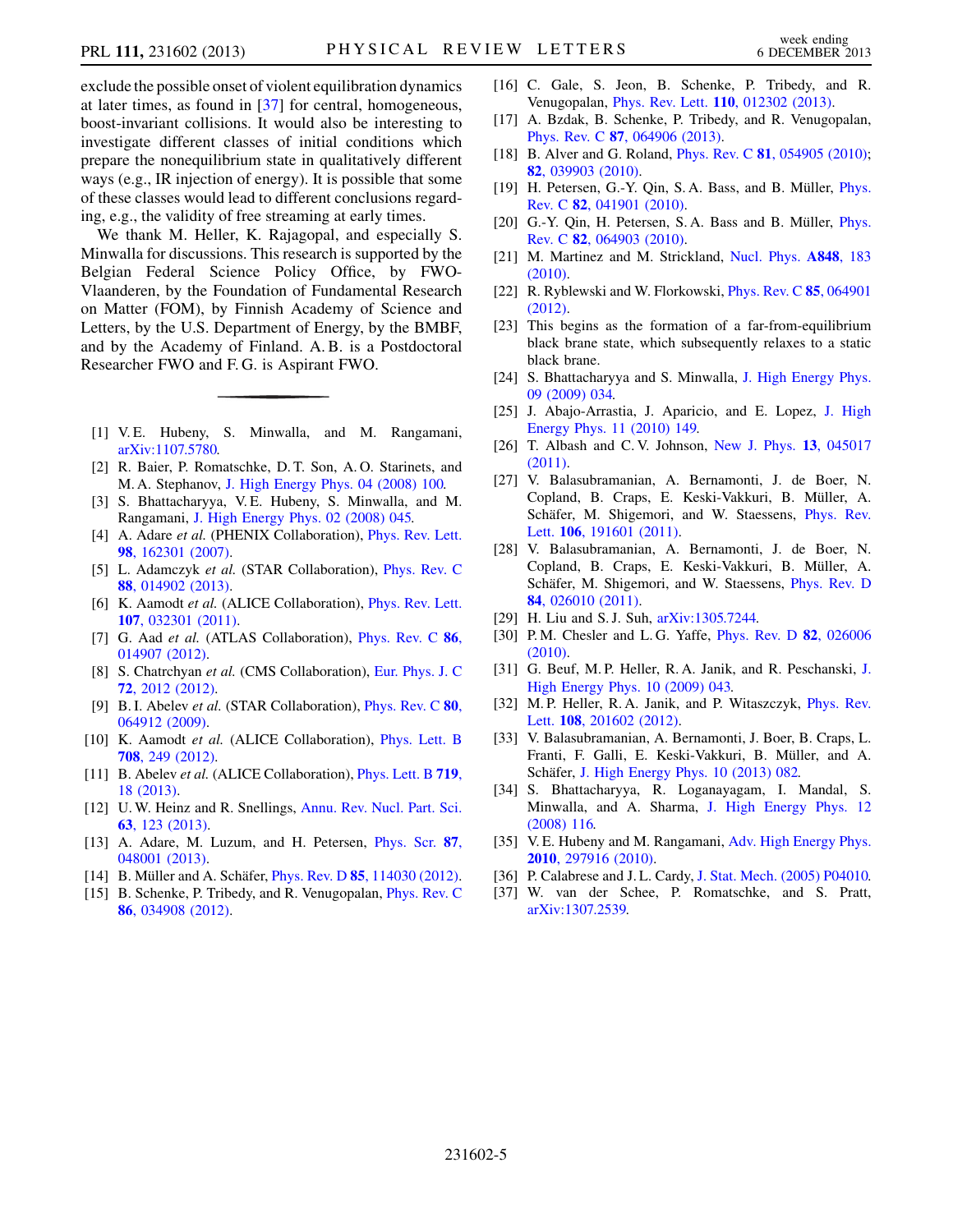exclude the possible onset of violent equilibration dynamics at later times, as found in [37] for central, homogeneous, boost-invariant collisions. It would also be interesting to investigate different classes of initial conditions which prepare the nonequilibrium state in qualitatively different ways (e.g., IR injection of energy). It is possible that some of these classes would lead to different conclusions regarding, e.g., the validity of free streaming at early times.

We thank M. Heller, K. Rajagopal, and especially S. Minwalla for discussions. This research is supported by the Belgian Federal Science Policy Office, by FWO-Vlaanderen, by the Foundation of Fundamental Research on Matter (FOM), by Finnish Academy of Science and Letters, by the U.S. Department of Energy, by the BMBF, and by the Academy of Finland. A. B. is a Postdoctoral Researcher FWO and F. G. is Aspirant FWO.

---

[1] V. E. Hubeny, S. Minwalla, and M. Rangamani, arXiv:1107.5780.

[2] R. Baier, P. Romatschke, D. T. Son, A. O. Starinets, and M. A. Stephanov, J. High Energy Phys. 04 (2008) 100.

[3] S. Bhattacharyya, V. E. Hubeny, S. Minwalla, and M. Rangamani, J. High Energy Phys. 02 (2008) 045.

[4] A. Adare *et al.* (PHENIX Collaboration), Phys. Rev. Lett. **98**, 162301 (2007).

[5] L. Adamczyk *et al.* (STAR Collaboration), Phys. Rev. C **88**, 014902 (2013).

[6] K. Aamodt *et al.* (ALICE Collaboration), Phys. Rev. Lett. **107**, 032301 (2011).

[7] G. Aad *et al.* (ATLAS Collaboration), Phys. Rev. C **86**, 014907 (2012).

[8] S. Chatrchyan *et al.* (CMS Collaboration), Eur. Phys. J. C **72**, 2012 (2012).

[9] B. I. Abelev *et al.* (STAR Collaboration), Phys. Rev. C **80**, 064912 (2009).

[10] K. Aamodt *et al.* (ALICE Collaboration), Phys. Lett. B **708**, 249 (2012).

[11] B. Abelev *et al.* (ALICE Collaboration), Phys. Lett. B **719**, 18 (2013).

[12] U. W. Heinz and R. Snellings, Annu. Rev. Nucl. Part. Sci. **63**, 123 (2013).

[13] A. Adare, M. Luzum, and H. Petersen, Phys. Scr. **87**, 048001 (2013).

[14] B. Müller and A. Schäfer, Phys. Rev. D **85**, 114030 (2012).

[15] B. Schenke, P. Tribedy, and R. Venugopalan, Phys. Rev. C **86**, 034908 (2012).

[16] C. Gale, S. Jeon, B. Schenke, P. Tribedy, and R. Venugopalan, Phys. Rev. Lett. **110**, 012302 (2013).

[17] A. Bzdak, B. Schenke, P. Tribedy, and R. Venugopalan, Phys. Rev. C **87**, 064906 (2013).

[18] B. Alver and G. Roland, Phys. Rev. C **81**, 054905 (2010); **82**, 039903 (2010).

[19] H. Petersen, G.-Y. Qin, S. A. Bass, and B. Müller, Phys. Rev. C **82**, 041901 (2010).

[20] G.-Y. Qin, H. Petersen, S. A. Bass and B. Müller, Phys. Rev. C **82**, 064903 (2010).

[21] M. Martinez and M. Strickland, Nucl. Phys. **A848**, 183 (2010).

[22] R. Ryblewski and W. Florkowski, Phys. Rev. C **85**, 064901 (2012).

[23] This begins as the formation of a far-from-equilibrium black brane state, which subsequently relaxes to a static black brane.

[24] S. Bhattacharyya and S. Minwalla, J. High Energy Phys. 09 (2009) 034.

[25] J. Abajo-Arrastia, J. Aparicio, and E. Lopez, J. High Energy Phys. 11 (2010) 149.

[26] T. Albash and C. V. Johnson, New J. Phys. **13**, 045017 (2011).

[27] V. Balasubramanian, A. Bernamonti, J. de Boer, N. Copland, B. Craps, E. Keski-Vakkuri, B. Müller, A. Schäfer, M. Shigemori, and W. Staessens, Phys. Rev. Lett. **106**, 191601 (2011).

[28] V. Balasubramanian, A. Bernamonti, J. de Boer, N. Copland, B. Craps, E. Keski-Vakkuri, B. Müller, A. Schäfer, M. Shigemori, and W. Staessens, Phys. Rev. D **84**, 026010 (2011).

[29] H. Liu and S. J. Suh, arXiv:1305.7244.

[30] P. M. Chesler and L. G. Yaffe, Phys. Rev. D **82**, 026006 (2010).

[31] G. Beuf, M. P. Heller, R. A. Janik, and R. Peschanski, J. High Energy Phys. 10 (2009) 043.

[32] M. P. Heller, R. A. Janik, and P. Witaszczyk, Phys. Rev. Lett. **108**, 201602 (2012).

[33] V. Balasubramanian, A. Bernamonti, J. Boer, B. Craps, L. Franti, F. Galli, E. Keski-Vakkuri, B. Müller, and A. Schäfer, J. High Energy Phys. 10 (2013) 082.

[34] S. Bhattacharyya, R. Loganayagam, I. Mandal, S. Minwalla, and A. Sharma, J. High Energy Phys. 12 (2008) 116.

[35] V. E. Hubeny and M. Rangamani, Adv. High Energy Phys. **2010**, 297916 (2010).

[36] P. Calabrese and J. L. Cardy, J. Stat. Mech. (2005) P04010.

[37] W. van der Schee, P. Romatschke, and S. Pratt, arXiv:1307.2539.